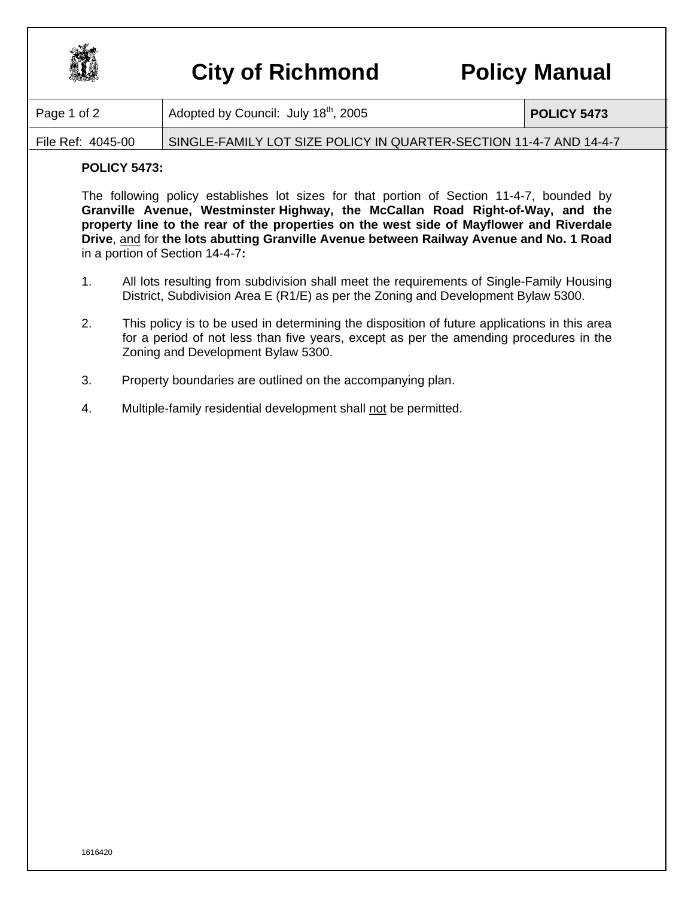# City of Richmond Policy Manual

| Page 1 of 2 | Adopted by Council: July 18th, 2005 | POLICY 5473 |
|---|---|---|
| File Ref: 4045-00 | SINGLE-FAMILY LOT SIZE POLICY IN QUARTER-SECTION 11-4-7 AND 14-4-7 | |

**POLICY 5473:**

The following policy establishes lot sizes for that portion of Section 11-4-7, bounded by **Granville Avenue, Westminster Highway, the McCallan Road Right-of-Way, and the property line to the rear of the properties on the west side of Mayflower and Riverdale Drive**, and for **the lots abutting Granville Avenue between Railway Avenue and No. 1 Road** in a portion of Section 14-4-7**:**

1. All lots resulting from subdivision shall meet the requirements of Single-Family Housing District, Subdivision Area E (R1/E) as per the Zoning and Development Bylaw 5300.

2. This policy is to be used in determining the disposition of future applications in this area for a period of not less than five years, except as per the amending procedures in the Zoning and Development Bylaw 5300.

3. Property boundaries are outlined on the accompanying plan.

4. Multiple-family residential development shall not be permitted.

1616420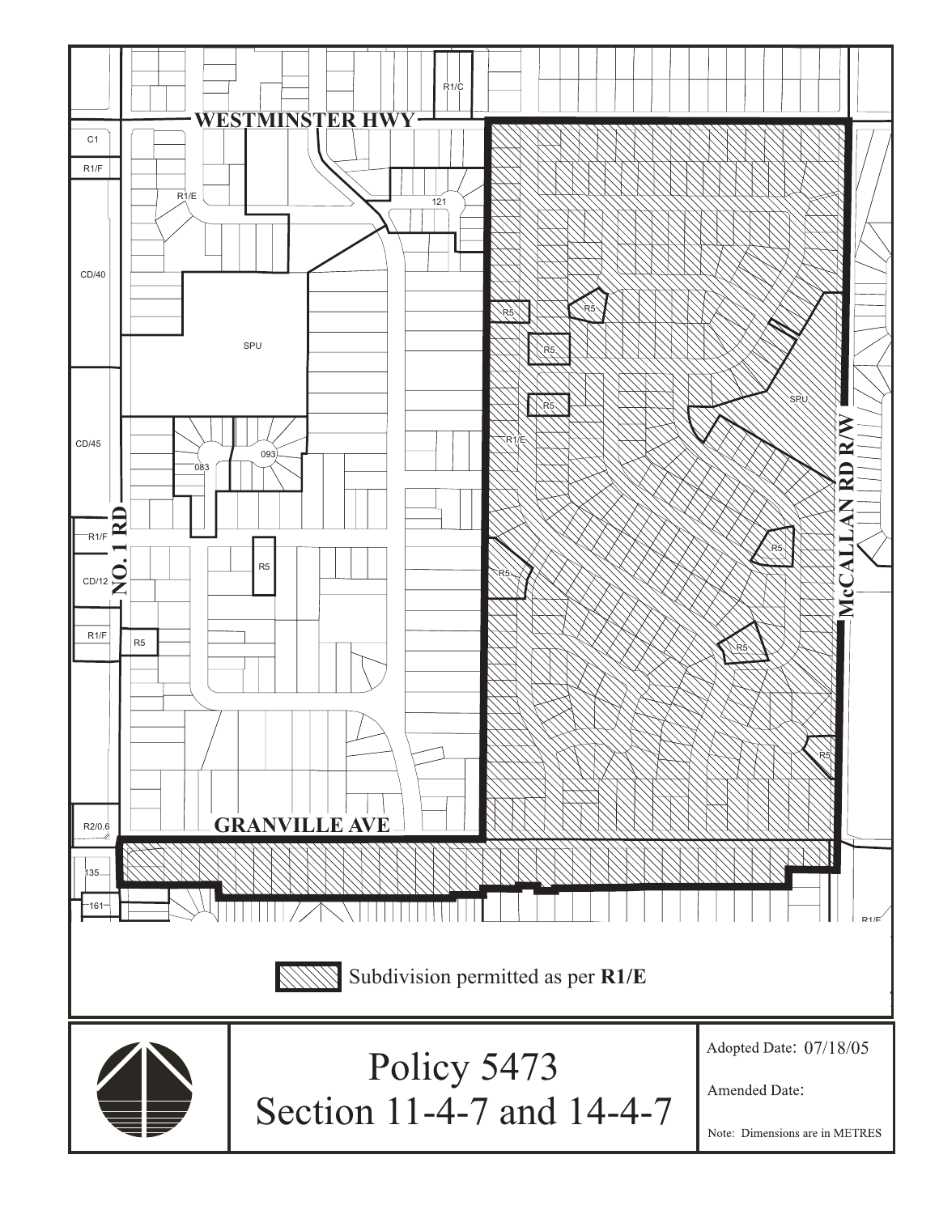WESTMINSTER HWY

NO. 1 RD

GRANVILLE AVE

McCALLAN RD R/W

R1/C

C1

R1/F

R1/E

121

CD/40

SPU

R5

R5

R5

R5

SPU

CD/45

093

083

R1/E

R1/F

R5

R5

CD/12

R5

R1/F

R5

R5

R5

R2/0.6

135

161

R1/F

Subdivision permitted as per **R1/E**

# Policy 5473
# Section 11-4-7 and 14-4-7

Adopted Date: 07/18/05

Amended Date:

Note: Dimensions are in METRES